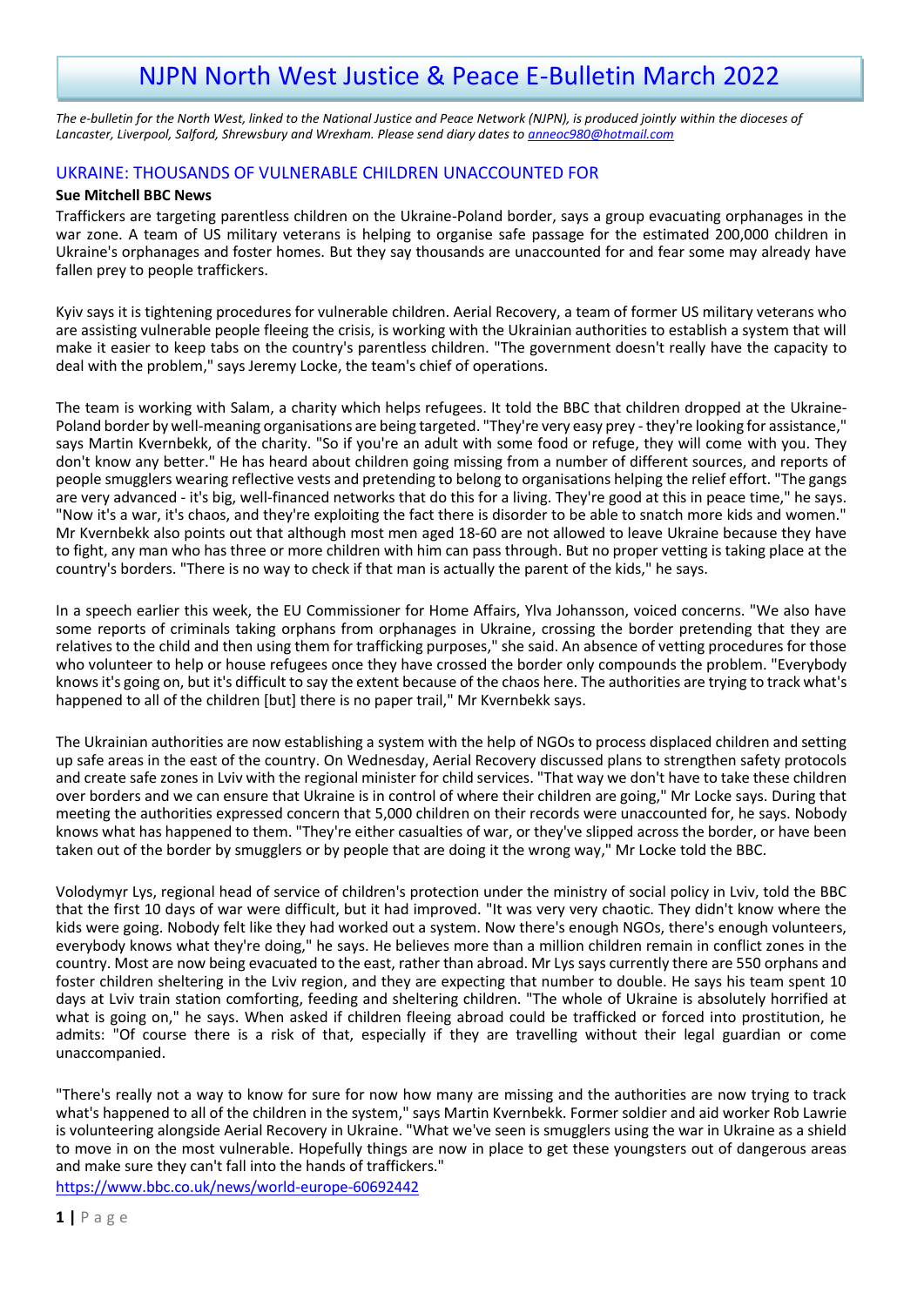# NJPN North West Justice & Peace E-Bulletin March 2022

*The e-bulletin for the North West, linked to the National Justice and Peace Network (NJPN), is produced jointly within the dioceses of Lancaster, Liverpool, Salford, Shrewsbury and Wrexham. Please send diary dates to [anneoc980@hotmail.com](mailto:anneoc980@hotmail.com)*

## UKRAINE: THOUSANDS OF VULNERABLE CHILDREN UNACCOUNTED FOR

**Sue Mitchell BBC News**

Traffickers are targeting parentless children on the Ukraine-Poland border, says a group evacuating orphanages in the war zone. A team of US military veterans is helping to organise safe passage for the estimated 200,000 children in Ukraine's orphanages and foster homes. But they say thousands are unaccounted for and fear some may already have fallen prey to people traffickers.

Kyiv says it is tightening procedures for vulnerable children. Aerial Recovery, a team of former US military veterans who are assisting vulnerable people fleeing the crisis, is working with the Ukrainian authorities to establish a system that will make it easier to keep tabs on the country's parentless children. "The government doesn't really have the capacity to deal with the problem," says Jeremy Locke, the team's chief of operations.

The team is working with Salam, a charity which helps refugees. It told the BBC that children dropped at the Ukraine-Poland border by well-meaning organisations are being targeted. "They're very easy prey - they're looking for assistance," says Martin Kvernbekk, of the charity. "So if you're an adult with some food or refuge, they will come with you. They don't know any better." He has heard about children going missing from a number of different sources, and reports of people smugglers wearing reflective vests and pretending to belong to organisations helping the relief effort. "The gangs are very advanced - it's big, well-financed networks that do this for a living. They're good at this in peace time," he says. "Now it's a war, it's chaos, and they're exploiting the fact there is disorder to be able to snatch more kids and women." Mr Kvernbekk also points out that although most men aged 18-60 are not allowed to leave Ukraine because they have to fight, any man who has three or more children with him can pass through. But no proper vetting is taking place at the country's borders. "There is no way to check if that man is actually the parent of the kids," he says.

In a speech earlier this week, the EU Commissioner for Home Affairs, Ylva Johansson, voiced concerns. "We also have some reports of criminals taking orphans from orphanages in Ukraine, crossing the border pretending that they are relatives to the child and then using them for trafficking purposes," she said. An absence of vetting procedures for those who volunteer to help or house refugees once they have crossed the border only compounds the problem. "Everybody knows it's going on, but it's difficult to say the extent because of the chaos here. The authorities are trying to track what's happened to all of the children [but] there is no paper trail," Mr Kvernbekk says.

The Ukrainian authorities are now establishing a system with the help of NGOs to process displaced children and setting up safe areas in the east of the country. On Wednesday, Aerial Recovery discussed plans to strengthen safety protocols and create safe zones in Lviv with the regional minister for child services. "That way we don't have to take these children over borders and we can ensure that Ukraine is in control of where their children are going," Mr Locke says. During that meeting the authorities expressed concern that 5,000 children on their records were unaccounted for, he says. Nobody knows what has happened to them. "They're either casualties of war, or they've slipped across the border, or have been taken out of the border by smugglers or by people that are doing it the wrong way," Mr Locke told the BBC.

Volodymyr Lys, regional head of service of children's protection under the ministry of social policy in Lviv, told the BBC that the first 10 days of war were difficult, but it had improved. "It was very very chaotic. They didn't know where the kids were going. Nobody felt like they had worked out a system. Now there's enough NGOs, there's enough volunteers, everybody knows what they're doing," he says. He believes more than a million children remain in conflict zones in the country. Most are now being evacuated to the east, rather than abroad. Mr Lys says currently there are 550 orphans and foster children sheltering in the Lviv region, and they are expecting that number to double. He says his team spent 10 days at Lviv train station comforting, feeding and sheltering children. "The whole of Ukraine is absolutely horrified at what is going on," he says. When asked if children fleeing abroad could be trafficked or forced into prostitution, he admits: "Of course there is a risk of that, especially if they are travelling without their legal guardian or come unaccompanied.

"There's really not a way to know for sure for now how many are missing and the authorities are now trying to track what's happened to all of the children in the system," says Martin Kvernbekk. Former soldier and aid worker Rob Lawrie is volunteering alongside Aerial Recovery in Ukraine. "What we've seen is smugglers using the war in Ukraine as a shield to move in on the most vulnerable. Hopefully things are now in place to get these youngsters out of dangerous areas and make sure they can't fall into the hands of traffickers."

[https://www.bbc.co.uk/news/world-europe-60692442](https://www.bbc.co.uk/news/world-europe-60692442)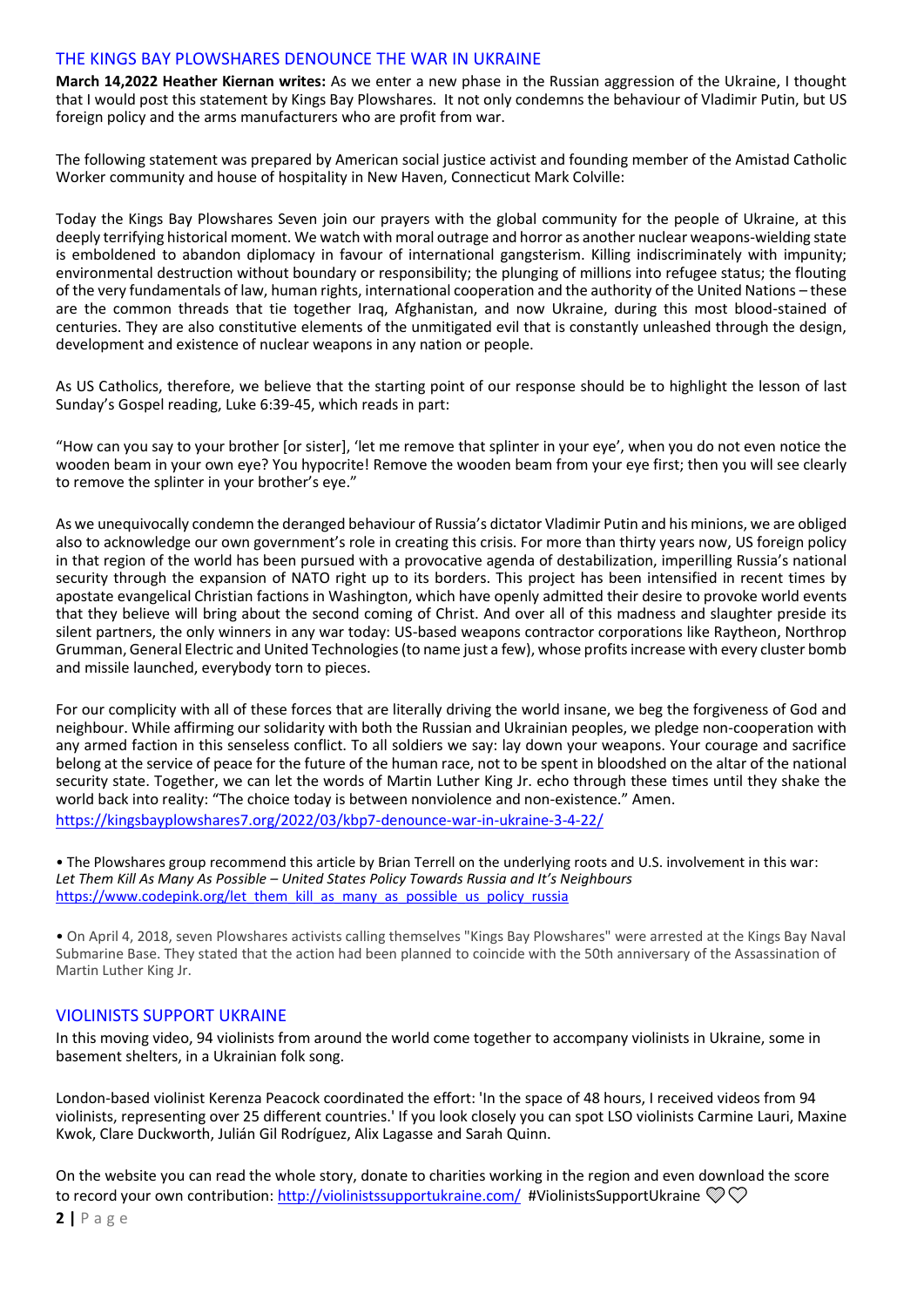## THE KINGS BAY PLOWSHARES DENOUNCE THE WAR IN UKRAINE

**March 14,2022 Heather Kiernan writes:** As we enter a new phase in the Russian aggression of the Ukraine, I thought that I would post this statement by Kings Bay Plowshares. It not only condemns the behaviour of Vladimir Putin, but US foreign policy and the arms manufacturers who are profit from war.

The following statement was prepared by American social justice activist and founding member of the Amistad Catholic Worker community and house of hospitality in New Haven, Connecticut Mark Colville:

Today the Kings Bay Plowshares Seven join our prayers with the global community for the people of Ukraine, at this deeply terrifying historical moment. We watch with moral outrage and horror as another nuclear weapons-wielding state is emboldened to abandon diplomacy in favour of international gangsterism. Killing indiscriminately with impunity; environmental destruction without boundary or responsibility; the plunging of millions into refugee status; the flouting of the very fundamentals of law, human rights, international cooperation and the authority of the United Nations – these are the common threads that tie together Iraq, Afghanistan, and now Ukraine, during this most blood-stained of centuries. They are also constitutive elements of the unmitigated evil that is constantly unleashed through the design, development and existence of nuclear weapons in any nation or people.

As US Catholics, therefore, we believe that the starting point of our response should be to highlight the lesson of last Sunday's Gospel reading, Luke 6:39-45, which reads in part:

"How can you say to your brother [or sister], 'let me remove that splinter in your eye', when you do not even notice the wooden beam in your own eye? You hypocrite! Remove the wooden beam from your eye first; then you will see clearly to remove the splinter in your brother's eye."

As we unequivocally condemn the deranged behaviour of Russia's dictator Vladimir Putin and his minions, we are obliged also to acknowledge our own government's role in creating this crisis. For more than thirty years now, US foreign policy in that region of the world has been pursued with a provocative agenda of destabilization, imperilling Russia's national security through the expansion of NATO right up to its borders. This project has been intensified in recent times by apostate evangelical Christian factions in Washington, which have openly admitted their desire to provoke world events that they believe will bring about the second coming of Christ. And over all of this madness and slaughter preside its silent partners, the only winners in any war today: US-based weapons contractor corporations like Raytheon, Northrop Grumman, General Electric and United Technologies (to name just a few), whose profits increase with every cluster bomb and missile launched, everybody torn to pieces.

For our complicity with all of these forces that are literally driving the world insane, we beg the forgiveness of God and neighbour. While affirming our solidarity with both the Russian and Ukrainian peoples, we pledge non-cooperation with any armed faction in this senseless conflict. To all soldiers we say: lay down your weapons. Your courage and sacrifice belong at the service of peace for the future of the human race, not to be spent in bloodshed on the altar of the national security state. Together, we can let the words of Martin Luther King Jr. echo through these times until they shake the world back into reality: "The choice today is between nonviolence and non-existence." Amen.

https://kingsbayplowshares7.org/2022/03/kbp7-denounce-war-in-ukraine-3-4-22/

- The Plowshares group recommend this article by Brian Terrell on the underlying roots and U.S. involvement in this war: *Let Them Kill As Many As Possible – United States Policy Towards Russia and It's Neighbours* https://www.codepink.org/let_them_kill_as_many_as_possible_us_policy_russia

- On April 4, 2018, seven Plowshares activists calling themselves "Kings Bay Plowshares" were arrested at the Kings Bay Naval Submarine Base. They stated that the action had been planned to coincide with the 50th anniversary of the Assassination of Martin Luther King Jr.

## VIOLINISTS SUPPORT UKRAINE

In this moving video, 94 violinists from around the world come together to accompany violinists in Ukraine, some in basement shelters, in a Ukrainian folk song.

London-based violinist Kerenza Peacock coordinated the effort: 'In the space of 48 hours, I received videos from 94 violinists, representing over 25 different countries.' If you look closely you can spot LSO violinists Carmine Lauri, Maxine Kwok, Clare Duckworth, Julián Gil Rodríguez, Alix Lagasse and Sarah Quinn.

On the website you can read the whole story, donate to charities working in the region and even download the score to record your own contribution: http://violinistssupportukraine.com/ #ViolinistsSupportUkraine 💙💛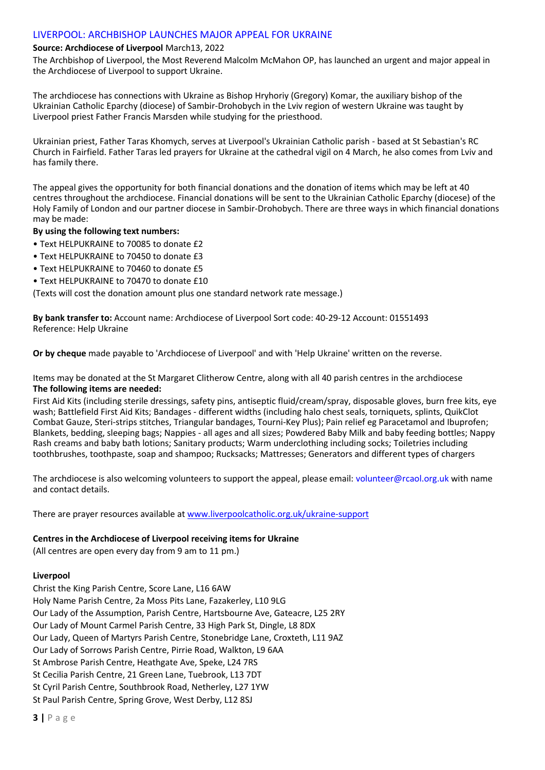## LIVERPOOL: ARCHBISHOP LAUNCHES MAJOR APPEAL FOR UKRAINE

**Source: Archdiocese of Liverpool** March13, 2022

The Archbishop of Liverpool, the Most Reverend Malcolm McMahon OP, has launched an urgent and major appeal in the Archdiocese of Liverpool to support Ukraine.

The archdiocese has connections with Ukraine as Bishop Hryhoriy (Gregory) Komar, the auxiliary bishop of the Ukrainian Catholic Eparchy (diocese) of Sambir-Drohobych in the Lviv region of western Ukraine was taught by Liverpool priest Father Francis Marsden while studying for the priesthood.

Ukrainian priest, Father Taras Khomych, serves at Liverpool's Ukrainian Catholic parish - based at St Sebastian's RC Church in Fairfield. Father Taras led prayers for Ukraine at the cathedral vigil on 4 March, he also comes from Lviv and has family there.

The appeal gives the opportunity for both financial donations and the donation of items which may be left at 40 centres throughout the archdiocese. Financial donations will be sent to the Ukrainian Catholic Eparchy (diocese) of the Holy Family of London and our partner diocese in Sambir-Drohobych. There are three ways in which financial donations may be made:

**By using the following text numbers:**

- Text HELPUKRAINE to 70085 to donate £2
- Text HELPUKRAINE to 70450 to donate £3
- Text HELPUKRAINE to 70460 to donate £5
- Text HELPUKRAINE to 70470 to donate £10

(Texts will cost the donation amount plus one standard network rate message.)

**By bank transfer to:** Account name: Archdiocese of Liverpool Sort code: 40-29-12 Account: 01551493
Reference: Help Ukraine

**Or by cheque** made payable to 'Archdiocese of Liverpool' and with 'Help Ukraine' written on the reverse.

Items may be donated at the St Margaret Clitherow Centre, along with all 40 parish centres in the archdiocese
**The following items are needed:**

First Aid Kits (including sterile dressings, safety pins, antiseptic fluid/cream/spray, disposable gloves, burn free kits, eye wash; Battlefield First Aid Kits; Bandages - different widths (including halo chest seals, torniquets, splints, QuikClot Combat Gauze, Steri-strips stitches, Triangular bandages, Tourni-Key Plus); Pain relief eg Paracetamol and Ibuprofen; Blankets, bedding, sleeping bags; Nappies - all ages and all sizes; Powdered Baby Milk and baby feeding bottles; Nappy Rash creams and baby bath lotions; Sanitary products; Warm underclothing including socks; Toiletries including toothbrushes, toothpaste, soap and shampoo; Rucksacks; Mattresses; Generators and different types of chargers

The archdiocese is also welcoming volunteers to support the appeal, please email: volunteer@rcaol.org.uk with name and contact details.

There are prayer resources available at [www.liverpoolcatholic.org.uk/ukraine-support](www.liverpoolcatholic.org.uk/ukraine-support)

**Centres in the Archdiocese of Liverpool receiving items for Ukraine**

(All centres are open every day from 9 am to 11 pm.)

**Liverpool**

Christ the King Parish Centre, Score Lane, L16 6AW
Holy Name Parish Centre, 2a Moss Pits Lane, Fazakerley, L10 9LG
Our Lady of the Assumption, Parish Centre, Hartsbourne Ave, Gateacre, L25 2RY
Our Lady of Mount Carmel Parish Centre, 33 High Park St, Dingle, L8 8DX
Our Lady, Queen of Martyrs Parish Centre, Stonebridge Lane, Croxteth, L11 9AZ
Our Lady of Sorrows Parish Centre, Pirrie Road, Walkton, L9 6AA
St Ambrose Parish Centre, Heathgate Ave, Speke, L24 7RS
St Cecilia Parish Centre, 21 Green Lane, Tuebrook, L13 7DT
St Cyril Parish Centre, Southbrook Road, Netherley, L27 1YW
St Paul Parish Centre, Spring Grove, West Derby, L12 8SJ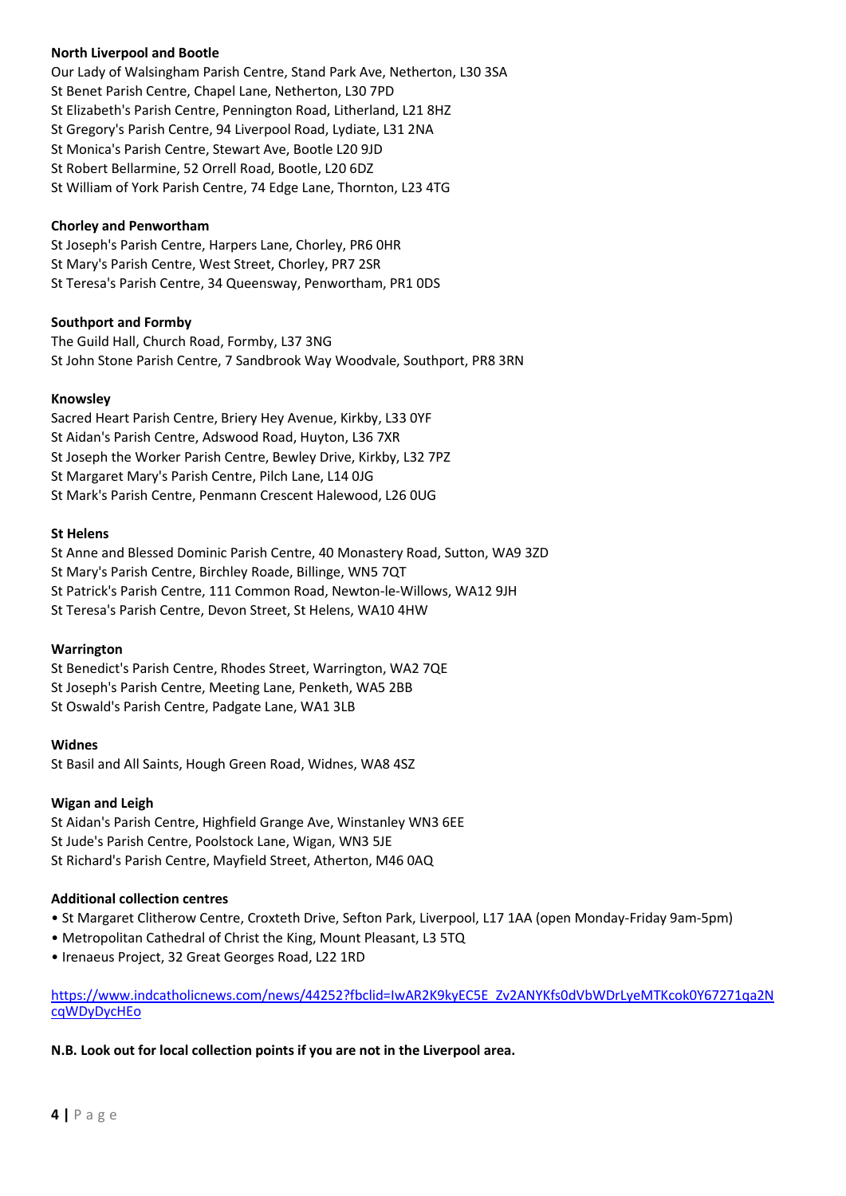**North Liverpool and Bootle**
Our Lady of Walsingham Parish Centre, Stand Park Ave, Netherton, L30 3SA
St Benet Parish Centre, Chapel Lane, Netherton, L30 7PD
St Elizabeth's Parish Centre, Pennington Road, Litherland, L21 8HZ
St Gregory's Parish Centre, 94 Liverpool Road, Lydiate, L31 2NA
St Monica's Parish Centre, Stewart Ave, Bootle L20 9JD
St Robert Bellarmine, 52 Orrell Road, Bootle, L20 6DZ
St William of York Parish Centre, 74 Edge Lane, Thornton, L23 4TG

**Chorley and Penwortham**
St Joseph's Parish Centre, Harpers Lane, Chorley, PR6 0HR
St Mary's Parish Centre, West Street, Chorley, PR7 2SR
St Teresa's Parish Centre, 34 Queensway, Penwortham, PR1 0DS

**Southport and Formby**
The Guild Hall, Church Road, Formby, L37 3NG
St John Stone Parish Centre, 7 Sandbrook Way Woodvale, Southport, PR8 3RN

**Knowsley**
Sacred Heart Parish Centre, Briery Hey Avenue, Kirkby, L33 0YF
St Aidan's Parish Centre, Adswood Road, Huyton, L36 7XR
St Joseph the Worker Parish Centre, Bewley Drive, Kirkby, L32 7PZ
St Margaret Mary's Parish Centre, Pilch Lane, L14 0JG
St Mark's Parish Centre, Penmann Crescent Halewood, L26 0UG

**St Helens**
St Anne and Blessed Dominic Parish Centre, 40 Monastery Road, Sutton, WA9 3ZD
St Mary's Parish Centre, Birchley Roade, Billinge, WN5 7QT
St Patrick's Parish Centre, 111 Common Road, Newton-le-Willows, WA12 9JH
St Teresa's Parish Centre, Devon Street, St Helens, WA10 4HW

**Warrington**
St Benedict's Parish Centre, Rhodes Street, Warrington, WA2 7QE
St Joseph's Parish Centre, Meeting Lane, Penketh, WA5 2BB
St Oswald's Parish Centre, Padgate Lane, WA1 3LB

**Widnes**
St Basil and All Saints, Hough Green Road, Widnes, WA8 4SZ

**Wigan and Leigh**
St Aidan's Parish Centre, Highfield Grange Ave, Winstanley WN3 6EE
St Jude's Parish Centre, Poolstock Lane, Wigan, WN3 5JE
St Richard's Parish Centre, Mayfield Street, Atherton, M46 0AQ

**Additional collection centres**

- St Margaret Clitherow Centre, Croxteth Drive, Sefton Park, Liverpool, L17 1AA (open Monday-Friday 9am-5pm)
- Metropolitan Cathedral of Christ the King, Mount Pleasant, L3 5TQ
- Irenaeus Project, 32 Great Georges Road, L22 1RD

https://www.indcatholicnews.com/news/44252?fbclid=IwAR2K9kyEC5E_Zv2ANYKfs0dVbWDrLyeMTKcok0Y67271qa2NcqWDyDycHEo

**N.B. Look out for local collection points if you are not in the Liverpool area.**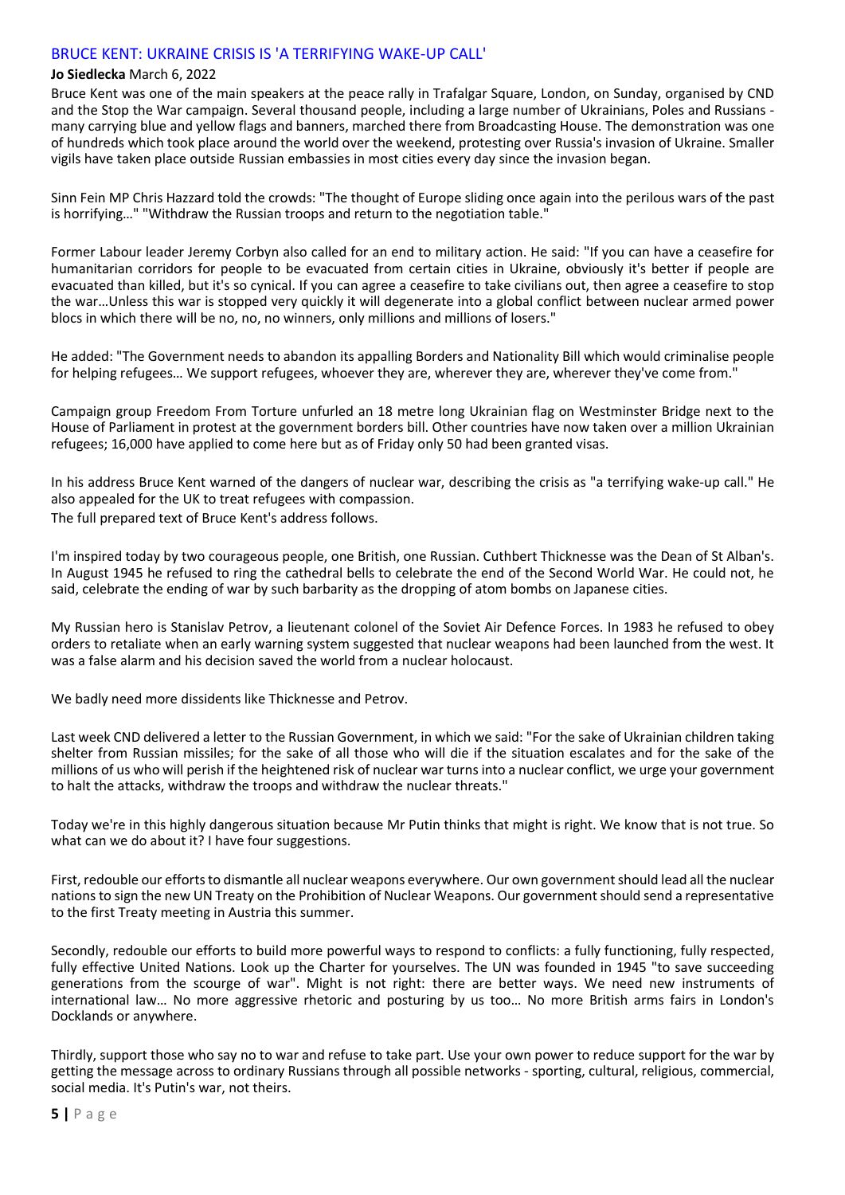## BRUCE KENT: UKRAINE CRISIS IS 'A TERRIFYING WAKE-UP CALL'

**Jo Siedlecka** March 6, 2022

Bruce Kent was one of the main speakers at the peace rally in Trafalgar Square, London, on Sunday, organised by CND and the Stop the War campaign. Several thousand people, including a large number of Ukrainians, Poles and Russians - many carrying blue and yellow flags and banners, marched there from Broadcasting House. The demonstration was one of hundreds which took place around the world over the weekend, protesting over Russia's invasion of Ukraine. Smaller vigils have taken place outside Russian embassies in most cities every day since the invasion began.

Sinn Fein MP Chris Hazzard told the crowds: "The thought of Europe sliding once again into the perilous wars of the past is horrifying…" "Withdraw the Russian troops and return to the negotiation table."

Former Labour leader Jeremy Corbyn also called for an end to military action. He said: "If you can have a ceasefire for humanitarian corridors for people to be evacuated from certain cities in Ukraine, obviously it's better if people are evacuated than killed, but it's so cynical. If you can agree a ceasefire to take civilians out, then agree a ceasefire to stop the war…Unless this war is stopped very quickly it will degenerate into a global conflict between nuclear armed power blocs in which there will be no, no, no winners, only millions and millions of losers."

He added: "The Government needs to abandon its appalling Borders and Nationality Bill which would criminalise people for helping refugees… We support refugees, whoever they are, wherever they are, wherever they've come from."

Campaign group Freedom From Torture unfurled an 18 metre long Ukrainian flag on Westminster Bridge next to the House of Parliament in protest at the government borders bill. Other countries have now taken over a million Ukrainian refugees; 16,000 have applied to come here but as of Friday only 50 had been granted visas.

In his address Bruce Kent warned of the dangers of nuclear war, describing the crisis as "a terrifying wake-up call." He also appealed for the UK to treat refugees with compassion.

The full prepared text of Bruce Kent's address follows.

I'm inspired today by two courageous people, one British, one Russian. Cuthbert Thicknesse was the Dean of St Alban's. In August 1945 he refused to ring the cathedral bells to celebrate the end of the Second World War. He could not, he said, celebrate the ending of war by such barbarity as the dropping of atom bombs on Japanese cities.

My Russian hero is Stanislav Petrov, a lieutenant colonel of the Soviet Air Defence Forces. In 1983 he refused to obey orders to retaliate when an early warning system suggested that nuclear weapons had been launched from the west. It was a false alarm and his decision saved the world from a nuclear holocaust.

We badly need more dissidents like Thicknesse and Petrov.

Last week CND delivered a letter to the Russian Government, in which we said: "For the sake of Ukrainian children taking shelter from Russian missiles; for the sake of all those who will die if the situation escalates and for the sake of the millions of us who will perish if the heightened risk of nuclear war turns into a nuclear conflict, we urge your government to halt the attacks, withdraw the troops and withdraw the nuclear threats."

Today we're in this highly dangerous situation because Mr Putin thinks that might is right. We know that is not true. So what can we do about it? I have four suggestions.

First, redouble our efforts to dismantle all nuclear weapons everywhere. Our own government should lead all the nuclear nations to sign the new UN Treaty on the Prohibition of Nuclear Weapons. Our government should send a representative to the first Treaty meeting in Austria this summer.

Secondly, redouble our efforts to build more powerful ways to respond to conflicts: a fully functioning, fully respected, fully effective United Nations. Look up the Charter for yourselves. The UN was founded in 1945 "to save succeeding generations from the scourge of war". Might is not right: there are better ways. We need new instruments of international law… No more aggressive rhetoric and posturing by us too… No more British arms fairs in London's Docklands or anywhere.

Thirdly, support those who say no to war and refuse to take part. Use your own power to reduce support for the war by getting the message across to ordinary Russians through all possible networks - sporting, cultural, religious, commercial, social media. It's Putin's war, not theirs.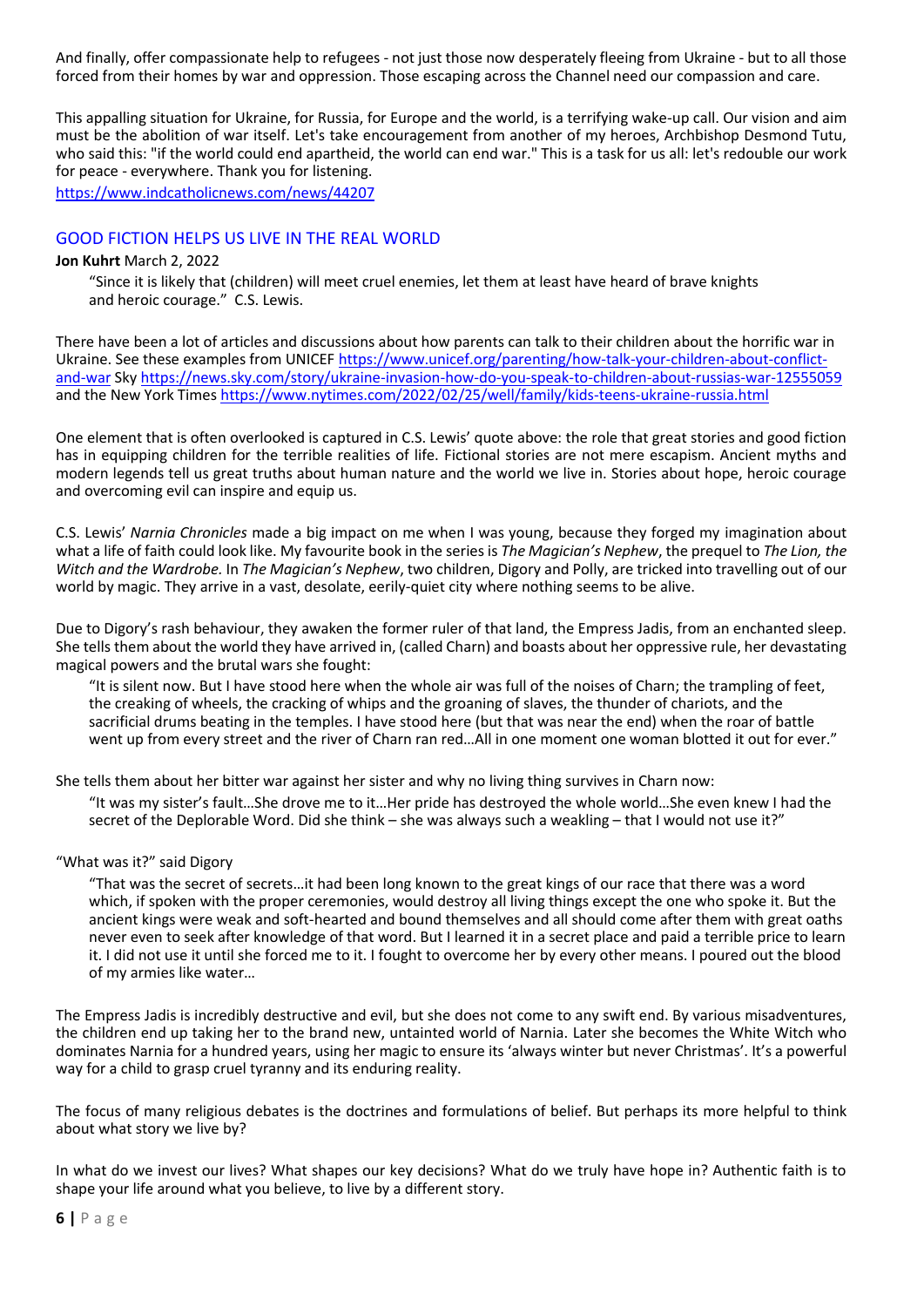And finally, offer compassionate help to refugees - not just those now desperately fleeing from Ukraine - but to all those forced from their homes by war and oppression. Those escaping across the Channel need our compassion and care.

This appalling situation for Ukraine, for Russia, for Europe and the world, is a terrifying wake-up call. Our vision and aim must be the abolition of war itself. Let's take encouragement from another of my heroes, Archbishop Desmond Tutu, who said this: "if the world could end apartheid, the world can end war." This is a task for us all: let's redouble our work for peace - everywhere. Thank you for listening.

https://www.indcatholicnews.com/news/44207

## GOOD FICTION HELPS US LIVE IN THE REAL WORLD

**Jon Kuhrt** March 2, 2022

> "Since it is likely that (children) will meet cruel enemies, let them at least have heard of brave knights and heroic courage." C.S. Lewis.

There have been a lot of articles and discussions about how parents can talk to their children about the horrific war in Ukraine. See these examples from UNICEF https://www.unicef.org/parenting/how-talk-your-children-about-conflict-and-war Sky https://news.sky.com/story/ukraine-invasion-how-do-you-speak-to-children-about-russias-war-12555059 and the New York Times https://www.nytimes.com/2022/02/25/well/family/kids-teens-ukraine-russia.html

One element that is often overlooked is captured in C.S. Lewis' quote above: the role that great stories and good fiction has in equipping children for the terrible realities of life. Fictional stories are not mere escapism. Ancient myths and modern legends tell us great truths about human nature and the world we live in. Stories about hope, heroic courage and overcoming evil can inspire and equip us.

C.S. Lewis' *Narnia Chronicles* made a big impact on me when I was young, because they forged my imagination about what a life of faith could look like. My favourite book in the series is *The Magician's Nephew*, the prequel to *The Lion, the Witch and the Wardrobe.* In *The Magician's Nephew*, two children, Digory and Polly, are tricked into travelling out of our world by magic. They arrive in a vast, desolate, eerily-quiet city where nothing seems to be alive.

Due to Digory's rash behaviour, they awaken the former ruler of that land, the Empress Jadis, from an enchanted sleep. She tells them about the world they have arrived in, (called Charn) and boasts about her oppressive rule, her devastating magical powers and the brutal wars she fought:

> "It is silent now. But I have stood here when the whole air was full of the noises of Charn; the trampling of feet, the creaking of wheels, the cracking of whips and the groaning of slaves, the thunder of chariots, and the sacrificial drums beating in the temples. I have stood here (but that was near the end) when the roar of battle went up from every street and the river of Charn ran red…All in one moment one woman blotted it out for ever."

She tells them about her bitter war against her sister and why no living thing survives in Charn now:

> "It was my sister's fault…She drove me to it…Her pride has destroyed the whole world…She even knew I had the secret of the Deplorable Word. Did she think – she was always such a weakling – that I would not use it?"

"What was it?" said Digory

> "That was the secret of secrets…it had been long known to the great kings of our race that there was a word which, if spoken with the proper ceremonies, would destroy all living things except the one who spoke it. But the ancient kings were weak and soft-hearted and bound themselves and all should come after them with great oaths never even to seek after knowledge of that word. But I learned it in a secret place and paid a terrible price to learn it. I did not use it until she forced me to it. I fought to overcome her by every other means. I poured out the blood of my armies like water…

The Empress Jadis is incredibly destructive and evil, but she does not come to any swift end. By various misadventures, the children end up taking her to the brand new, untainted world of Narnia. Later she becomes the White Witch who dominates Narnia for a hundred years, using her magic to ensure its 'always winter but never Christmas'. It's a powerful way for a child to grasp cruel tyranny and its enduring reality.

The focus of many religious debates is the doctrines and formulations of belief. But perhaps its more helpful to think about what story we live by?

In what do we invest our lives? What shapes our key decisions? What do we truly have hope in? Authentic faith is to shape your life around what you believe, to live by a different story.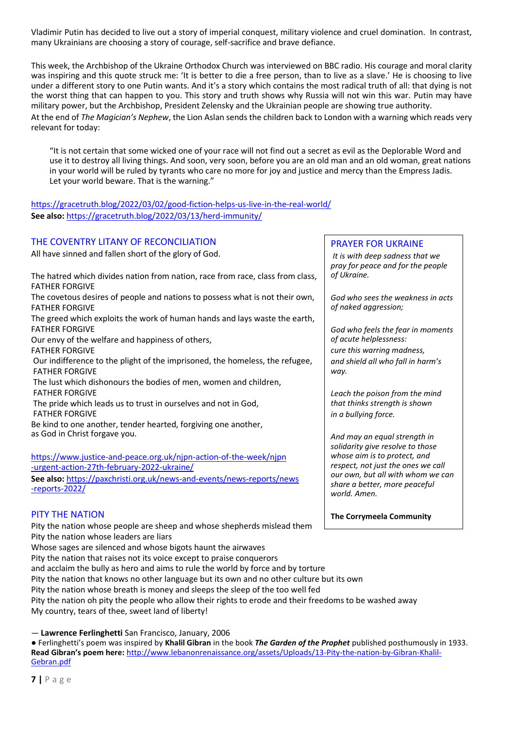Vladimir Putin has decided to live out a story of imperial conquest, military violence and cruel domination. In contrast, many Ukrainians are choosing a story of courage, self-sacrifice and brave defiance.

This week, the Archbishop of the Ukraine Orthodox Church was interviewed on BBC radio. His courage and moral clarity was inspiring and this quote struck me: 'It is better to die a free person, than to live as a slave.' He is choosing to live under a different story to one Putin wants. And it's a story which contains the most radical truth of all: that dying is not the worst thing that can happen to you. This story and truth shows why Russia will not win this war. Putin may have military power, but the Archbishop, President Zelensky and the Ukrainian people are showing true authority.

At the end of *The Magician's Nephew*, the Lion Aslan sends the children back to London with a warning which reads very relevant for today:

> "It is not certain that some wicked one of your race will not find out a secret as evil as the Deplorable Word and use it to destroy all living things. And soon, very soon, before you are an old man and an old woman, great nations in your world will be ruled by tyrants who care no more for joy and justice and mercy than the Empress Jadis. Let your world beware. That is the warning."

https://gracetruth.blog/2022/03/02/good-fiction-helps-us-live-in-the-real-world/

**See also:** https://gracetruth.blog/2022/03/13/herd-immunity/

## THE COVENTRY LITANY OF RECONCILIATION

All have sinned and fallen short of the glory of God.

The hatred which divides nation from nation, race from race, class from class,
FATHER FORGIVE
The covetous desires of people and nations to possess what is not their own,
FATHER FORGIVE
The greed which exploits the work of human hands and lays waste the earth,
FATHER FORGIVE
Our envy of the welfare and happiness of others,
FATHER FORGIVE
Our indifference to the plight of the imprisoned, the homeless, the refugee,
FATHER FORGIVE
The lust which dishonours the bodies of men, women and children,
FATHER FORGIVE
The pride which leads us to trust in ourselves and not in God,
FATHER FORGIVE
Be kind to one another, tender hearted, forgiving one another,
as God in Christ forgave you.

https://www.justice-and-peace.org.uk/njpn-action-of-the-week/njpn-urgent-action-27th-february-2022-ukraine/

**See also:** https://paxchristi.org.uk/news-and-events/news-reports/news-reports-2022/

## PRAYER FOR UKRAINE

*It is with deep sadness that we pray for peace and for the people of Ukraine.*

*God who sees the weakness in acts of naked aggression;*

*God who feels the fear in moments of acute helplessness:*
*cure this warring madness,*
*and shield all who fall in harm's way.*

*Leach the poison from the mind*
*that thinks strength is shown*
*in a bullying force.*

*And may an equal strength in solidarity give resolve to those whose aim is to protect, and respect, not just the ones we call our own, but all with whom we can share a better, more peaceful world. Amen.*

**The Corrymeela Community**

## PITY THE NATION

Pity the nation whose people are sheep and whose shepherds mislead them
Pity the nation whose leaders are liars
Whose sages are silenced and whose bigots haunt the airwaves
Pity the nation that raises not its voice except to praise conquerors
and acclaim the bully as hero and aims to rule the world by force and by torture
Pity the nation that knows no other language but its own and no other culture but its own
Pity the nation whose breath is money and sleeps the sleep of the too well fed
Pity the nation oh pity the people who allow their rights to erode and their freedoms to be washed away
My country, tears of thee, sweet land of liberty!

— **Lawrence Ferlinghetti** San Francisco, January, 2006

● Ferlinghetti's poem was inspired by **Khalil Gibran** in the book ***The Garden of the Prophet*** published posthumously in 1933.
**Read Gibran's poem here:** http://www.lebanonrenaissance.org/assets/Uploads/13-Pity-the-nation-by-Gibran-Khalil-Gebran.pdf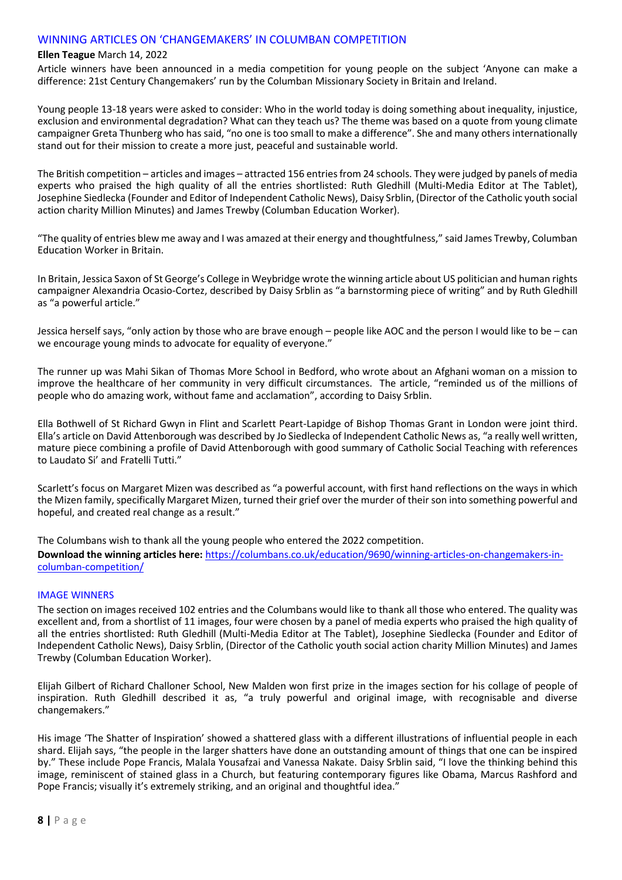## WINNING ARTICLES ON 'CHANGEMAKERS' IN COLUMBAN COMPETITION

**Ellen Teague** March 14, 2022

Article winners have been announced in a media competition for young people on the subject 'Anyone can make a difference: 21st Century Changemakers' run by the Columban Missionary Society in Britain and Ireland.

Young people 13-18 years were asked to consider: Who in the world today is doing something about inequality, injustice, exclusion and environmental degradation? What can they teach us? The theme was based on a quote from young climate campaigner Greta Thunberg who has said, "no one is too small to make a difference". She and many others internationally stand out for their mission to create a more just, peaceful and sustainable world.

The British competition – articles and images – attracted 156 entries from 24 schools. They were judged by panels of media experts who praised the high quality of all the entries shortlisted: Ruth Gledhill (Multi-Media Editor at The Tablet), Josephine Siedlecka (Founder and Editor of Independent Catholic News), Daisy Srblin, (Director of the Catholic youth social action charity Million Minutes) and James Trewby (Columban Education Worker).

"The quality of entries blew me away and I was amazed at their energy and thoughtfulness," said James Trewby, Columban Education Worker in Britain.

In Britain, Jessica Saxon of St George's College in Weybridge wrote the winning article about US politician and human rights campaigner Alexandria Ocasio-Cortez, described by Daisy Srblin as "a barnstorming piece of writing" and by Ruth Gledhill as "a powerful article."

Jessica herself says, "only action by those who are brave enough – people like AOC and the person I would like to be – can we encourage young minds to advocate for equality of everyone."

The runner up was Mahi Sikan of Thomas More School in Bedford, who wrote about an Afghani woman on a mission to improve the healthcare of her community in very difficult circumstances. The article, "reminded us of the millions of people who do amazing work, without fame and acclamation", according to Daisy Srblin.

Ella Bothwell of St Richard Gwyn in Flint and Scarlett Peart-Lapidge of Bishop Thomas Grant in London were joint third. Ella's article on David Attenborough was described by Jo Siedlecka of Independent Catholic News as, "a really well written, mature piece combining a profile of David Attenborough with good summary of Catholic Social Teaching with references to Laudato Si' and Fratelli Tutti."

Scarlett's focus on Margaret Mizen was described as "a powerful account, with first hand reflections on the ways in which the Mizen family, specifically Margaret Mizen, turned their grief over the murder of their son into something powerful and hopeful, and created real change as a result."

The Columbans wish to thank all the young people who entered the 2022 competition.

**Download the winning articles here:** https://columbans.co.uk/education/9690/winning-articles-on-changemakers-in-columban-competition/

### IMAGE WINNERS

The section on images received 102 entries and the Columbans would like to thank all those who entered. The quality was excellent and, from a shortlist of 11 images, four were chosen by a panel of media experts who praised the high quality of all the entries shortlisted: Ruth Gledhill (Multi-Media Editor at The Tablet), Josephine Siedlecka (Founder and Editor of Independent Catholic News), Daisy Srblin, (Director of the Catholic youth social action charity Million Minutes) and James Trewby (Columban Education Worker).

Elijah Gilbert of Richard Challoner School, New Malden won first prize in the images section for his collage of people of inspiration. Ruth Gledhill described it as, "a truly powerful and original image, with recognisable and diverse changemakers."

His image 'The Shatter of Inspiration' showed a shattered glass with a different illustrations of influential people in each shard. Elijah says, "the people in the larger shatters have done an outstanding amount of things that one can be inspired by." These include Pope Francis, Malala Yousafzai and Vanessa Nakate. Daisy Srblin said, "I love the thinking behind this image, reminiscent of stained glass in a Church, but featuring contemporary figures like Obama, Marcus Rashford and Pope Francis; visually it's extremely striking, and an original and thoughtful idea."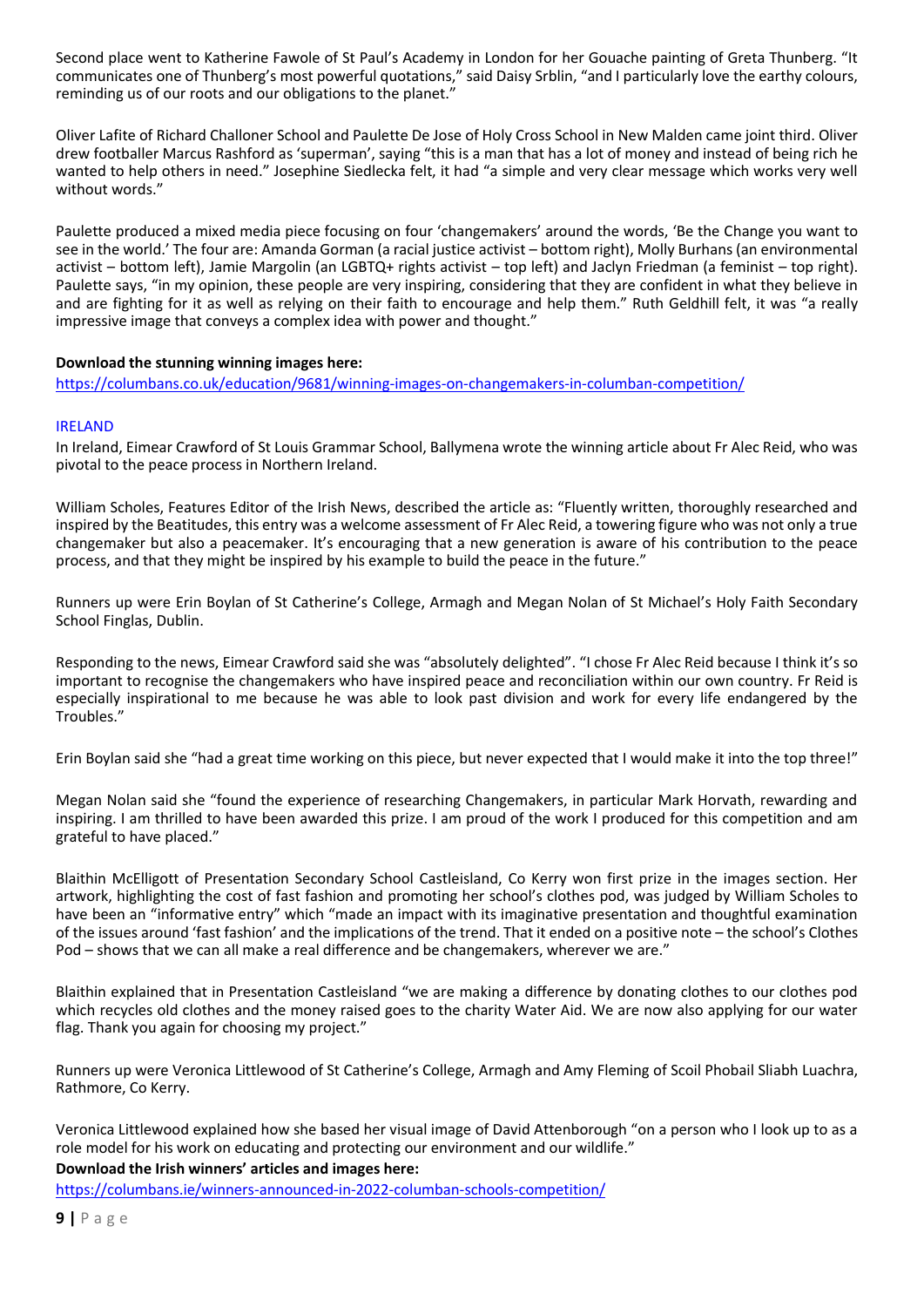Second place went to Katherine Fawole of St Paul's Academy in London for her Gouache painting of Greta Thunberg. "It communicates one of Thunberg's most powerful quotations," said Daisy Srblin, "and I particularly love the earthy colours, reminding us of our roots and our obligations to the planet."

Oliver Lafite of Richard Challoner School and Paulette De Jose of Holy Cross School in New Malden came joint third. Oliver drew footballer Marcus Rashford as 'superman', saying "this is a man that has a lot of money and instead of being rich he wanted to help others in need." Josephine Siedlecka felt, it had "a simple and very clear message which works very well without words."

Paulette produced a mixed media piece focusing on four 'changemakers' around the words, 'Be the Change you want to see in the world.' The four are: Amanda Gorman (a racial justice activist – bottom right), Molly Burhans (an environmental activist – bottom left), Jamie Margolin (an LGBTQ+ rights activist – top left) and Jaclyn Friedman (a feminist – top right). Paulette says, "in my opinion, these people are very inspiring, considering that they are confident in what they believe in and are fighting for it as well as relying on their faith to encourage and help them." Ruth Geldhill felt, it was "a really impressive image that conveys a complex idea with power and thought."

**Download the stunning winning images here:**
https://columbans.co.uk/education/9681/winning-images-on-changemakers-in-columban-competition/

## IRELAND

In Ireland, Eimear Crawford of St Louis Grammar School, Ballymena wrote the winning article about Fr Alec Reid, who was pivotal to the peace process in Northern Ireland.

William Scholes, Features Editor of the Irish News, described the article as: "Fluently written, thoroughly researched and inspired by the Beatitudes, this entry was a welcome assessment of Fr Alec Reid, a towering figure who was not only a true changemaker but also a peacemaker. It's encouraging that a new generation is aware of his contribution to the peace process, and that they might be inspired by his example to build the peace in the future."

Runners up were Erin Boylan of St Catherine's College, Armagh and Megan Nolan of St Michael's Holy Faith Secondary School Finglas, Dublin.

Responding to the news, Eimear Crawford said she was "absolutely delighted". "I chose Fr Alec Reid because I think it's so important to recognise the changemakers who have inspired peace and reconciliation within our own country. Fr Reid is especially inspirational to me because he was able to look past division and work for every life endangered by the Troubles."

Erin Boylan said she "had a great time working on this piece, but never expected that I would make it into the top three!"

Megan Nolan said she "found the experience of researching Changemakers, in particular Mark Horvath, rewarding and inspiring. I am thrilled to have been awarded this prize. I am proud of the work I produced for this competition and am grateful to have placed."

Blaithin McElligott of Presentation Secondary School Castleisland, Co Kerry won first prize in the images section. Her artwork, highlighting the cost of fast fashion and promoting her school's clothes pod, was judged by William Scholes to have been an "informative entry" which "made an impact with its imaginative presentation and thoughtful examination of the issues around 'fast fashion' and the implications of the trend. That it ended on a positive note – the school's Clothes Pod – shows that we can all make a real difference and be changemakers, wherever we are."

Blaithin explained that in Presentation Castleisland "we are making a difference by donating clothes to our clothes pod which recycles old clothes and the money raised goes to the charity Water Aid. We are now also applying for our water flag. Thank you again for choosing my project."

Runners up were Veronica Littlewood of St Catherine's College, Armagh and Amy Fleming of Scoil Phobail Sliabh Luachra, Rathmore, Co Kerry.

Veronica Littlewood explained how she based her visual image of David Attenborough "on a person who I look up to as a role model for his work on educating and protecting our environment and our wildlife."

**Download the Irish winners' articles and images here:**
https://columbans.ie/winners-announced-in-2022-columban-schools-competition/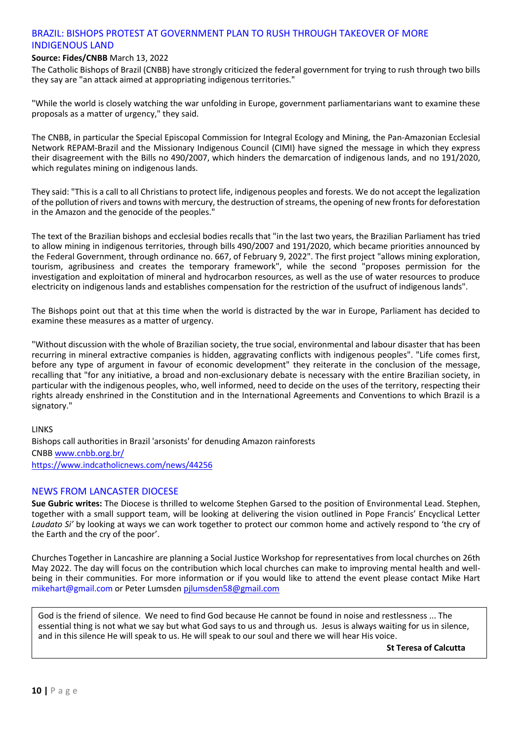## BRAZIL: BISHOPS PROTEST AT GOVERNMENT PLAN TO RUSH THROUGH TAKEOVER OF MORE INDIGENOUS LAND

**Source: Fides/CNBB** March 13, 2022

The Catholic Bishops of Brazil (CNBB) have strongly criticized the federal government for trying to rush through two bills they say are "an attack aimed at appropriating indigenous territories."

"While the world is closely watching the war unfolding in Europe, government parliamentarians want to examine these proposals as a matter of urgency," they said.

The CNBB, in particular the Special Episcopal Commission for Integral Ecology and Mining, the Pan-Amazonian Ecclesial Network REPAM-Brazil and the Missionary Indigenous Council (CIMI) have signed the message in which they express their disagreement with the Bills no 490/2007, which hinders the demarcation of indigenous lands, and no 191/2020, which regulates mining on indigenous lands.

They said: "This is a call to all Christians to protect life, indigenous peoples and forests. We do not accept the legalization of the pollution of rivers and towns with mercury, the destruction of streams, the opening of new fronts for deforestation in the Amazon and the genocide of the peoples."

The text of the Brazilian bishops and ecclesial bodies recalls that "in the last two years, the Brazilian Parliament has tried to allow mining in indigenous territories, through bills 490/2007 and 191/2020, which became priorities announced by the Federal Government, through ordinance no. 667, of February 9, 2022". The first project "allows mining exploration, tourism, agribusiness and creates the temporary framework", while the second "proposes permission for the investigation and exploitation of mineral and hydrocarbon resources, as well as the use of water resources to produce electricity on indigenous lands and establishes compensation for the restriction of the usufruct of indigenous lands".

The Bishops point out that at this time when the world is distracted by the war in Europe, Parliament has decided to examine these measures as a matter of urgency.

"Without discussion with the whole of Brazilian society, the true social, environmental and labour disaster that has been recurring in mineral extractive companies is hidden, aggravating conflicts with indigenous peoples". "Life comes first, before any type of argument in favour of economic development" they reiterate in the conclusion of the message, recalling that "for any initiative, a broad and non-exclusionary debate is necessary with the entire Brazilian society, in particular with the indigenous peoples, who, well informed, need to decide on the uses of the territory, respecting their rights already enshrined in the Constitution and in the International Agreements and Conventions to which Brazil is a signatory."

LINKS

Bishops call authorities in Brazil 'arsonists' for denuding Amazon rainforests

CNBB www.cnbb.org.br/

https://www.indcatholicnews.com/news/44256

## NEWS FROM LANCASTER DIOCESE

**Sue Gubric writes:** The Diocese is thrilled to welcome Stephen Garsed to the position of Environmental Lead. Stephen, together with a small support team, will be looking at delivering the vision outlined in Pope Francis' Encyclical Letter *Laudato Si'* by looking at ways we can work together to protect our common home and actively respond to 'the cry of the Earth and the cry of the poor'.

Churches Together in Lancashire are planning a Social Justice Workshop for representatives from local churches on 26th May 2022. The day will focus on the contribution which local churches can make to improving mental health and well-being in their communities. For more information or if you would like to attend the event please contact Mike Hart mikehart@gmail.com or Peter Lumsden pjlumsden58@gmail.com

> God is the friend of silence. We need to find God because He cannot be found in noise and restlessness ... The essential thing is not what we say but what God says to us and through us. Jesus is always waiting for us in silence, and in this silence He will speak to us. He will speak to our soul and there we will hear His voice.
>
> **St Teresa of Calcutta**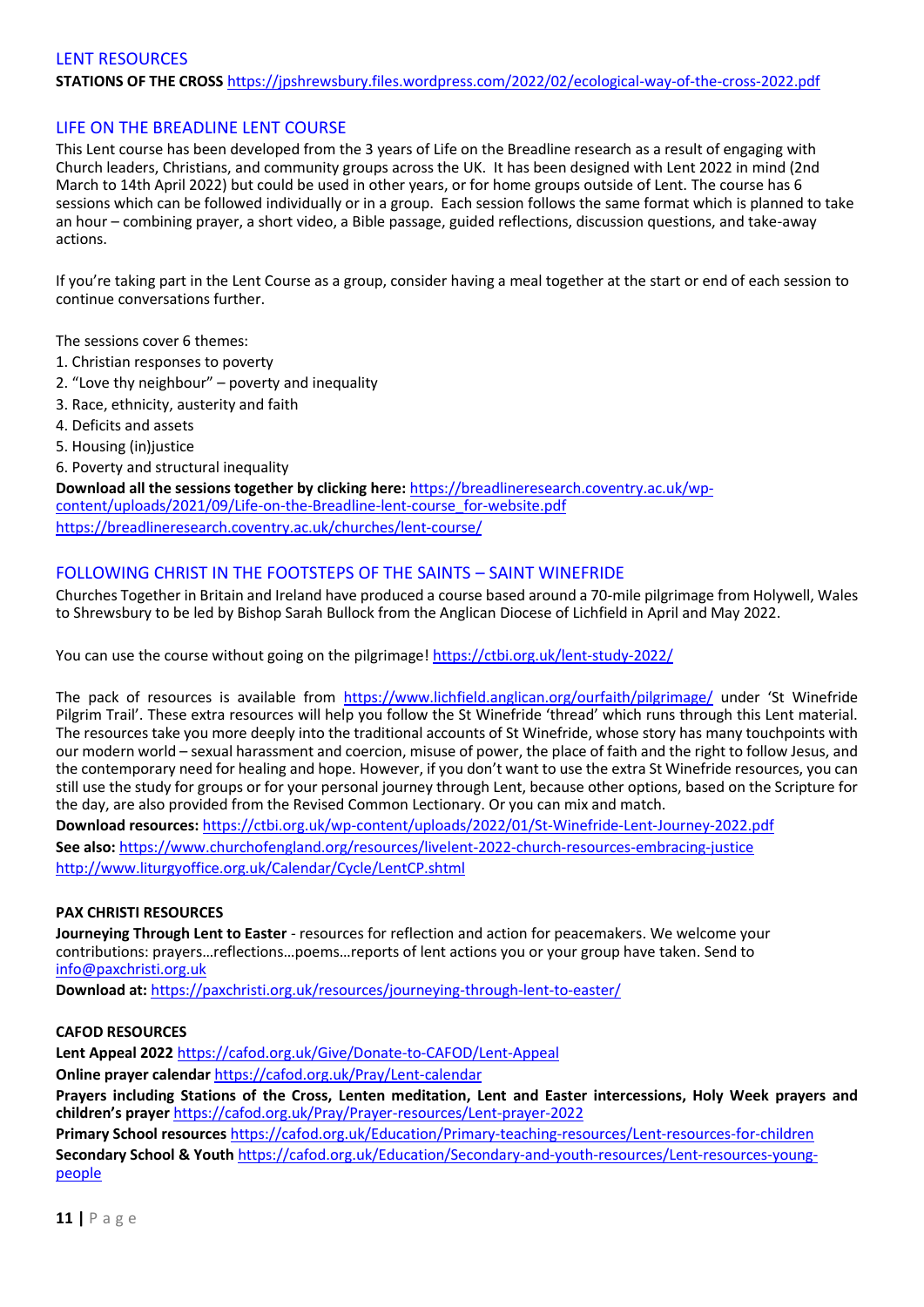## LENT RESOURCES

**STATIONS OF THE CROSS** https://jpshrewsbury.files.wordpress.com/2022/02/ecological-way-of-the-cross-2022.pdf

## LIFE ON THE BREADLINE LENT COURSE

This Lent course has been developed from the 3 years of Life on the Breadline research as a result of engaging with Church leaders, Christians, and community groups across the UK. It has been designed with Lent 2022 in mind (2nd March to 14th April 2022) but could be used in other years, or for home groups outside of Lent. The course has 6 sessions which can be followed individually or in a group. Each session follows the same format which is planned to take an hour – combining prayer, a short video, a Bible passage, guided reflections, discussion questions, and take-away actions.

If you're taking part in the Lent Course as a group, consider having a meal together at the start or end of each session to continue conversations further.

The sessions cover 6 themes:

1. Christian responses to poverty
2. "Love thy neighbour" – poverty and inequality
3. Race, ethnicity, austerity and faith
4. Deficits and assets
5. Housing (in)justice
6. Poverty and structural inequality

**Download all the sessions together by clicking here:** https://breadlineresearch.coventry.ac.uk/wp-content/uploads/2021/09/Life-on-the-Breadline-lent-course_for-website.pdf
https://breadlineresearch.coventry.ac.uk/churches/lent-course/

## FOLLOWING CHRIST IN THE FOOTSTEPS OF THE SAINTS – SAINT WINEFRIDE

Churches Together in Britain and Ireland have produced a course based around a 70-mile pilgrimage from Holywell, Wales to Shrewsbury to be led by Bishop Sarah Bullock from the Anglican Diocese of Lichfield in April and May 2022.

You can use the course without going on the pilgrimage! https://ctbi.org.uk/lent-study-2022/

The pack of resources is available from https://www.lichfield.anglican.org/ourfaith/pilgrimage/ under 'St Winefride Pilgrim Trail'. These extra resources will help you follow the St Winefride 'thread' which runs through this Lent material. The resources take you more deeply into the traditional accounts of St Winefride, whose story has many touchpoints with our modern world – sexual harassment and coercion, misuse of power, the place of faith and the right to follow Jesus, and the contemporary need for healing and hope. However, if you don't want to use the extra St Winefride resources, you can still use the study for groups or for your personal journey through Lent, because other options, based on the Scripture for the day, are also provided from the Revised Common Lectionary. Or you can mix and match.

**Download resources:** https://ctbi.org.uk/wp-content/uploads/2022/01/St-Winefride-Lent-Journey-2022.pdf
**See also:** https://www.churchofengland.org/resources/livelent-2022-church-resources-embracing-justice
http://www.liturgyoffice.org.uk/Calendar/Cycle/LentCP.shtml

### PAX CHRISTI RESOURCES

**Journeying Through Lent to Easter** - resources for reflection and action for peacemakers. We welcome your contributions: prayers…reflections…poems…reports of lent actions you or your group have taken. Send to info@paxchristi.org.uk
**Download at:** https://paxchristi.org.uk/resources/journeying-through-lent-to-easter/

### CAFOD RESOURCES

**Lent Appeal 2022** https://cafod.org.uk/Give/Donate-to-CAFOD/Lent-Appeal
**Online prayer calendar** https://cafod.org.uk/Pray/Lent-calendar
**Prayers including Stations of the Cross, Lenten meditation, Lent and Easter intercessions, Holy Week prayers and children's prayer** https://cafod.org.uk/Pray/Prayer-resources/Lent-prayer-2022
**Primary School resources** https://cafod.org.uk/Education/Primary-teaching-resources/Lent-resources-for-children
**Secondary School & Youth** https://cafod.org.uk/Education/Secondary-and-youth-resources/Lent-resources-young-people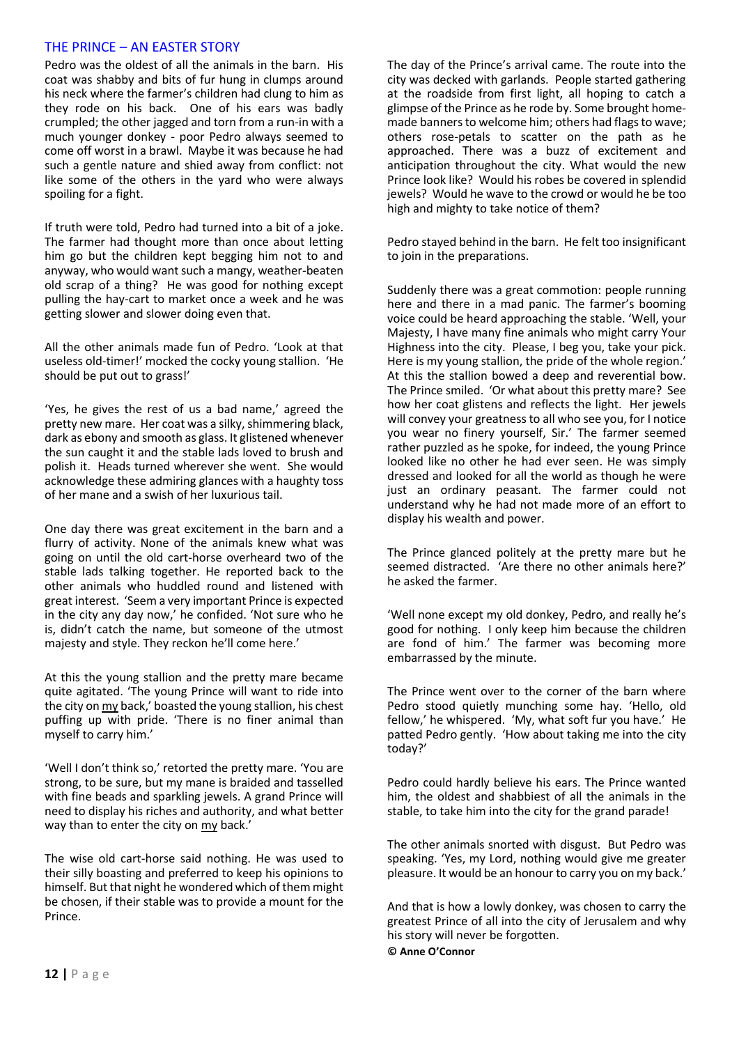## THE PRINCE – AN EASTER STORY

Pedro was the oldest of all the animals in the barn. His coat was shabby and bits of fur hung in clumps around his neck where the farmer's children had clung to him as they rode on his back. One of his ears was badly crumpled; the other jagged and torn from a run-in with a much younger donkey - poor Pedro always seemed to come off worst in a brawl. Maybe it was because he had such a gentle nature and shied away from conflict: not like some of the others in the yard who were always spoiling for a fight.

If truth were told, Pedro had turned into a bit of a joke. The farmer had thought more than once about letting him go but the children kept begging him not to and anyway, who would want such a mangy, weather-beaten old scrap of a thing? He was good for nothing except pulling the hay-cart to market once a week and he was getting slower and slower doing even that.

All the other animals made fun of Pedro. 'Look at that useless old-timer!' mocked the cocky young stallion. 'He should be put out to grass!'

'Yes, he gives the rest of us a bad name,' agreed the pretty new mare. Her coat was a silky, shimmering black, dark as ebony and smooth as glass. It glistened whenever the sun caught it and the stable lads loved to brush and polish it. Heads turned wherever she went. She would acknowledge these admiring glances with a haughty toss of her mane and a swish of her luxurious tail.

One day there was great excitement in the barn and a flurry of activity. None of the animals knew what was going on until the old cart-horse overheard two of the stable lads talking together. He reported back to the other animals who huddled round and listened with great interest. 'Seem a very important Prince is expected in the city any day now,' he confided. 'Not sure who he is, didn't catch the name, but someone of the utmost majesty and style. They reckon he'll come here.'

At this the young stallion and the pretty mare became quite agitated. 'The young Prince will want to ride into the city on <u>my</u> back,' boasted the young stallion, his chest puffing up with pride. 'There is no finer animal than myself to carry him.'

'Well I don't think so,' retorted the pretty mare. 'You are strong, to be sure, but my mane is braided and tasselled with fine beads and sparkling jewels. A grand Prince will need to display his riches and authority, and what better way than to enter the city on <u>my</u> back.'

The wise old cart-horse said nothing. He was used to their silly boasting and preferred to keep his opinions to himself. But that night he wondered which of them might be chosen, if their stable was to provide a mount for the Prince.

The day of the Prince's arrival came. The route into the city was decked with garlands. People started gathering at the roadside from first light, all hoping to catch a glimpse of the Prince as he rode by. Some brought home-made banners to welcome him; others had flags to wave; others rose-petals to scatter on the path as he approached. There was a buzz of excitement and anticipation throughout the city. What would the new Prince look like? Would his robes be covered in splendid jewels? Would he wave to the crowd or would he be too high and mighty to take notice of them?

Pedro stayed behind in the barn. He felt too insignificant to join in the preparations.

Suddenly there was a great commotion: people running here and there in a mad panic. The farmer's booming voice could be heard approaching the stable. 'Well, your Majesty, I have many fine animals who might carry Your Highness into the city. Please, I beg you, take your pick. Here is my young stallion, the pride of the whole region.' At this the stallion bowed a deep and reverential bow. The Prince smiled. 'Or what about this pretty mare? See how her coat glistens and reflects the light. Her jewels will convey your greatness to all who see you, for I notice you wear no finery yourself, Sir.' The farmer seemed rather puzzled as he spoke, for indeed, the young Prince looked like no other he had ever seen. He was simply dressed and looked for all the world as though he were just an ordinary peasant. The farmer could not understand why he had not made more of an effort to display his wealth and power.

The Prince glanced politely at the pretty mare but he seemed distracted. 'Are there no other animals here?' he asked the farmer.

'Well none except my old donkey, Pedro, and really he's good for nothing. I only keep him because the children are fond of him.' The farmer was becoming more embarrassed by the minute.

The Prince went over to the corner of the barn where Pedro stood quietly munching some hay. 'Hello, old fellow,' he whispered. 'My, what soft fur you have.' He patted Pedro gently. 'How about taking me into the city today?'

Pedro could hardly believe his ears. The Prince wanted him, the oldest and shabbiest of all the animals in the stable, to take him into the city for the grand parade!

The other animals snorted with disgust. But Pedro was speaking. 'Yes, my Lord, nothing would give me greater pleasure. It would be an honour to carry you on my back.'

And that is how a lowly donkey, was chosen to carry the greatest Prince of all into the city of Jerusalem and why his story will never be forgotten.

**© Anne O'Connor**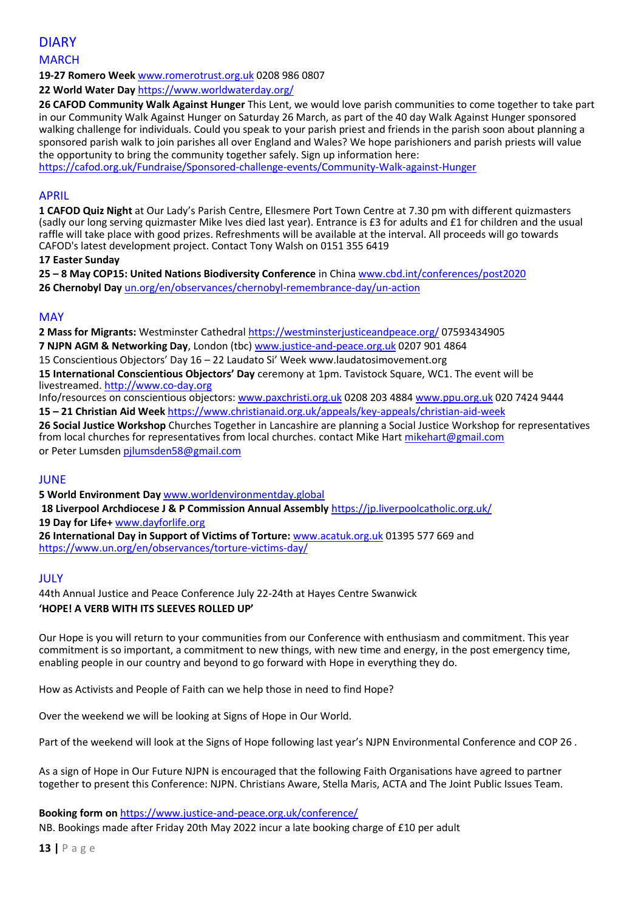# DIARY

## MARCH

**19-27 Romero Week** www.romerotrust.org.uk 0208 986 0807

**22 World Water Day** https://www.worldwaterday.org/

**26 CAFOD Community Walk Against Hunger** This Lent, we would love parish communities to come together to take part in our Community Walk Against Hunger on Saturday 26 March, as part of the 40 day Walk Against Hunger sponsored walking challenge for individuals. Could you speak to your parish priest and friends in the parish soon about planning a sponsored parish walk to join parishes all over England and Wales? We hope parishioners and parish priests will value the opportunity to bring the community together safely. Sign up information here: https://cafod.org.uk/Fundraise/Sponsored-challenge-events/Community-Walk-against-Hunger

## APRIL

**1 CAFOD Quiz Night** at Our Lady's Parish Centre, Ellesmere Port Town Centre at 7.30 pm with different quizmasters (sadly our long serving quizmaster Mike Ives died last year). Entrance is £3 for adults and £1 for children and the usual raffle will take place with good prizes. Refreshments will be available at the interval. All proceeds will go towards CAFOD's latest development project. Contact Tony Walsh on 0151 355 6419

**17 Easter Sunday**

**25 – 8 May COP15: United Nations Biodiversity Conference** in China www.cbd.int/conferences/post2020

**26 Chernobyl Day** un.org/en/observances/chernobyl-remembrance-day/un-action

## MAY

**2 Mass for Migrants:** Westminster Cathedral https://westminsterjusticeandpeace.org/ 07593434905

**7 NJPN AGM & Networking Day**, London (tbc) www.justice-and-peace.org.uk 0207 901 4864

15 Conscientious Objectors' Day 16 – 22 Laudato Si' Week www.laudatosimovement.org

**15 International Conscientious Objectors' Day** ceremony at 1pm. Tavistock Square, WC1. The event will be livestreamed. http://www.co-day.org

Info/resources on conscientious objectors: www.paxchristi.org.uk 0208 203 4884 www.ppu.org.uk 020 7424 9444

**15 – 21 Christian Aid Week** https://www.christianaid.org.uk/appeals/key-appeals/christian-aid-week

**26 Social Justice Workshop** Churches Together in Lancashire are planning a Social Justice Workshop for representatives from local churches for representatives from local churches. contact Mike Hart mikehart@gmail.com or Peter Lumsden pjlumsden58@gmail.com

## JUNE

**5 World Environment Day** www.worldenvironmentday.global

**18 Liverpool Archdiocese J & P Commission Annual Assembly** https://jp.liverpoolcatholic.org.uk/

**19 Day for Life+** www.dayforlife.org

**26 International Day in Support of Victims of Torture:** www.acatuk.org.uk 01395 577 669 and https://www.un.org/en/observances/torture-victims-day/

## JULY

44th Annual Justice and Peace Conference July 22-24th at Hayes Centre Swanwick

**'HOPE! A VERB WITH ITS SLEEVES ROLLED UP'**

Our Hope is you will return to your communities from our Conference with enthusiasm and commitment. This year commitment is so important, a commitment to new things, with new time and energy, in the post emergency time, enabling people in our country and beyond to go forward with Hope in everything they do.

How as Activists and People of Faith can we help those in need to find Hope?

Over the weekend we will be looking at Signs of Hope in Our World.

Part of the weekend will look at the Signs of Hope following last year's NJPN Environmental Conference and COP 26 .

As a sign of Hope in Our Future NJPN is encouraged that the following Faith Organisations have agreed to partner together to present this Conference: NJPN. Christians Aware, Stella Maris, ACTA and The Joint Public Issues Team.

**Booking form on** https://www.justice-and-peace.org.uk/conference/

NB. Bookings made after Friday 20th May 2022 incur a late booking charge of £10 per adult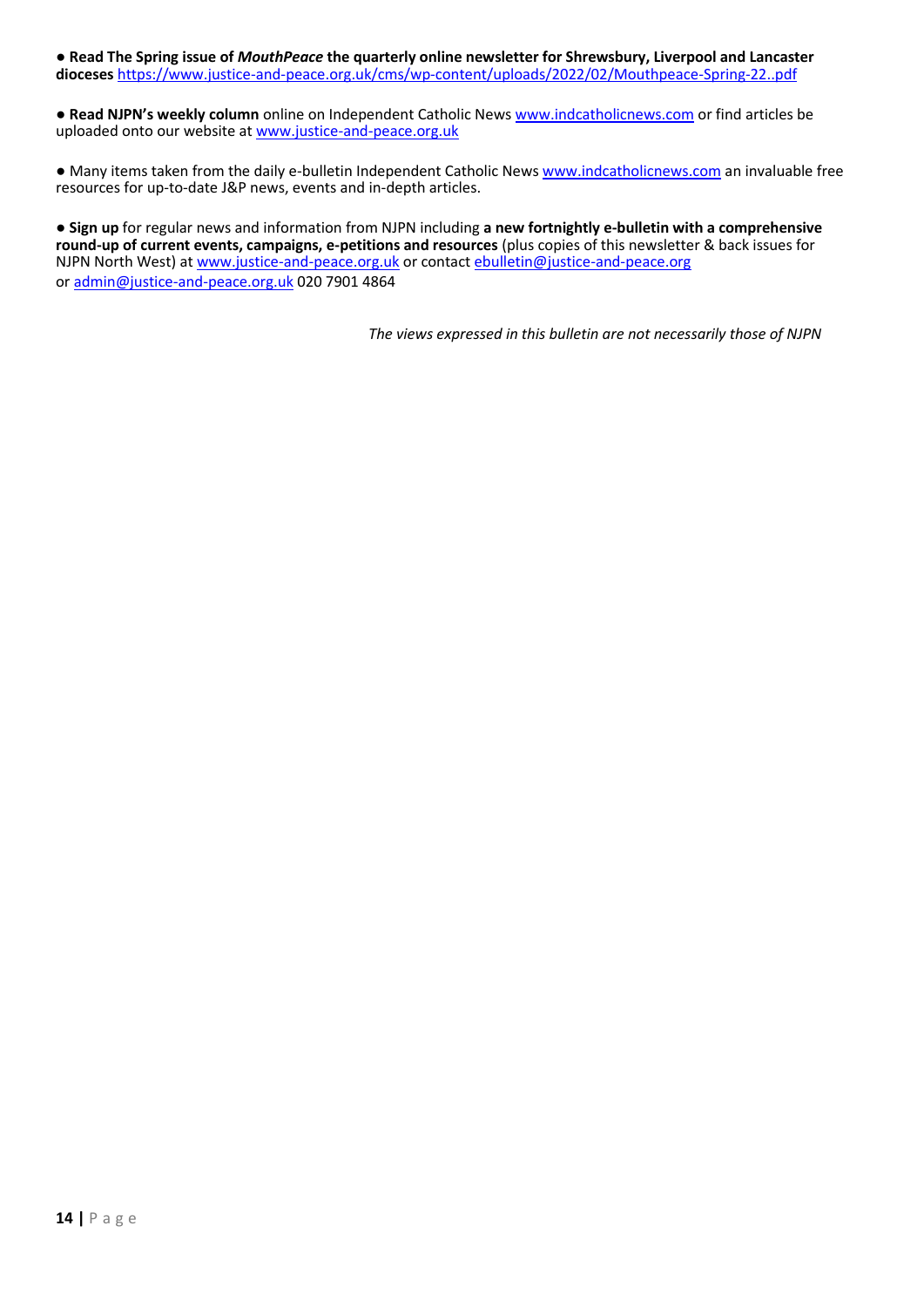● **Read The Spring issue of *MouthPeace* the quarterly online newsletter for Shrewsbury, Liverpool and Lancaster dioceses** https://www.justice-and-peace.org.uk/cms/wp-content/uploads/2022/02/Mouthpeace-Spring-22..pdf

● **Read NJPN's weekly column** online on Independent Catholic News www.indcatholicnews.com or find articles be uploaded onto our website at www.justice-and-peace.org.uk

● Many items taken from the daily e-bulletin Independent Catholic News www.indcatholicnews.com an invaluable free resources for up-to-date J&P news, events and in-depth articles.

● **Sign up** for regular news and information from NJPN including **a new fortnightly e-bulletin with a comprehensive round-up of current events, campaigns, e-petitions and resources** (plus copies of this newsletter & back issues for NJPN North West) at www.justice-and-peace.org.uk or contact ebulletin@justice-and-peace.org or admin@justice-and-peace.org.uk 020 7901 4864

*The views expressed in this bulletin are not necessarily those of NJPN*